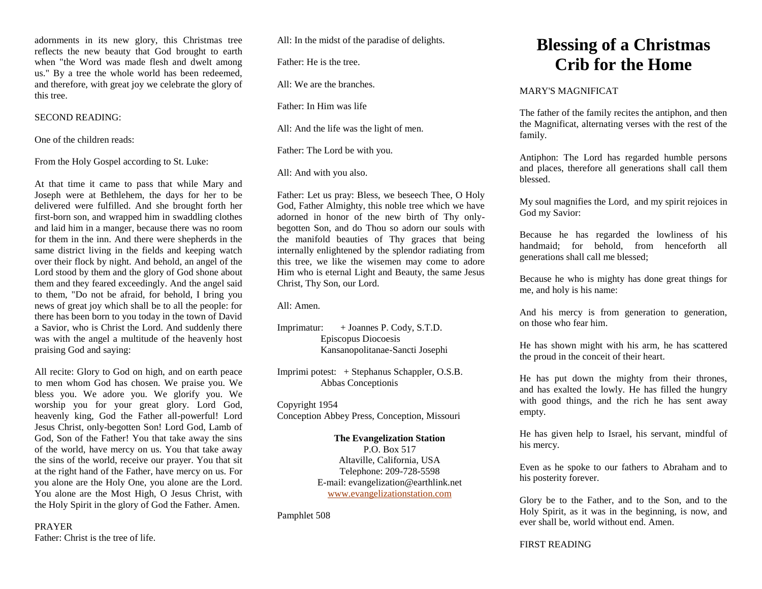adornments in its new glory, this Christmas tree reflects the new beauty that God brought to earth when "the Word was made flesh and dwelt among us." By a tree the whole world has been redeemed, and therefore, with great joy we celebrate the glory of this tree.

SECOND READING:

One of the children reads:

From the Holy Gospel according to St. Luke:

At that time it came to pass that while Mary and Joseph were at Bethlehem, the days for her to be delivered were fulfilled. And she brought forth her first-born son, and wrapped him in swaddling clothes and laid him in a manger, because there was no room for them in the inn. And there were shepherds in the same district living in the fields and keeping watch over their flock by night. And behold, an angel of the Lord stood by them and the glory of God shone about them and they feared exceedingly. And the angel said to them, "Do not be afraid, for behold, I bring you news of great joy which shall be to all the people: for there has been born to you today in the town of David a Savior, who is Christ the Lord. And suddenly there was with the angel a multitude of the heavenly host praising God and saying:

All recite: Glory to God on high, and on earth peace to men whom God has chosen. We praise you. We bless you. We adore you. We glorify you. We worship you for your great glory. Lord God, heavenly king, God the Father all-powerful! Lord Jesus Christ, only-begotten Son! Lord God, Lamb of God, Son of the Father! You that take away the sins of the world, have mercy on us. You that take away the sins of the world, receive our prayer. You that sit at the right hand of the Father, have mercy on us. For you alone are the Holy One, you alone are the Lord. You alone are the Most High, O Jesus Christ, with the Holy Spirit in the glory of God the Father. Amen.

PRAYER

Father: Christ is the tree of life.

All: In the midst of the paradise of delights.

Father: He is the tree.

All: We are the branches.

Father: In Him was life

All: And the life was the light of men.

Father: The Lord be with you.

All: And with you also.

Father: Let us pray: Bless, we beseech Thee, O Holy God, Father Almighty, this noble tree which we have adorned in honor of the new birth of Thy only-begotten Son, and do Thou so adorn our souls with the manifold beauties of Thy graces that being internally enlightened by the splendor radiating from this tree, we like the wisemen may come to adore Him who is eternal Light and Beauty, the same Jesus Christ, Thy Son, our Lord.

All: Amen.

Imprimatur: + Joannes P. Cody, S.T.D.
Episcopus Diocoesis
Kansanopolitanae-Sancti Josephi

Imprimi potest: + Stephanus Schappler, O.S.B.
Abbas Conceptionis

Copyright 1954
Conception Abbey Press, Conception, Missouri

**The Evangelization Station**
P.O. Box 517
Altaville, California, USA
Telephone: 209-728-5598
E-mail: evangelization@earthlink.net
www.evangelizationstation.com

Pamphlet 508

# Blessing of a Christmas Crib for the Home

MARY'S MAGNIFICAT

The father of the family recites the antiphon, and then the Magnificat, alternating verses with the rest of the family.

Antiphon: The Lord has regarded humble persons and places, therefore all generations shall call them blessed.

My soul magnifies the Lord, and my spirit rejoices in God my Savior:

Because he has regarded the lowliness of his handmaid; for behold, from henceforth all generations shall call me blessed;

Because he who is mighty has done great things for me, and holy is his name:

And his mercy is from generation to generation, on those who fear him.

He has shown might with his arm, he has scattered the proud in the conceit of their heart.

He has put down the mighty from their thrones, and has exalted the lowly. He has filled the hungry with good things, and the rich he has sent away empty.

He has given help to Israel, his servant, mindful of his mercy.

Even as he spoke to our fathers to Abraham and to his posterity forever.

Glory be to the Father, and to the Son, and to the Holy Spirit, as it was in the beginning, is now, and ever shall be, world without end. Amen.

FIRST READING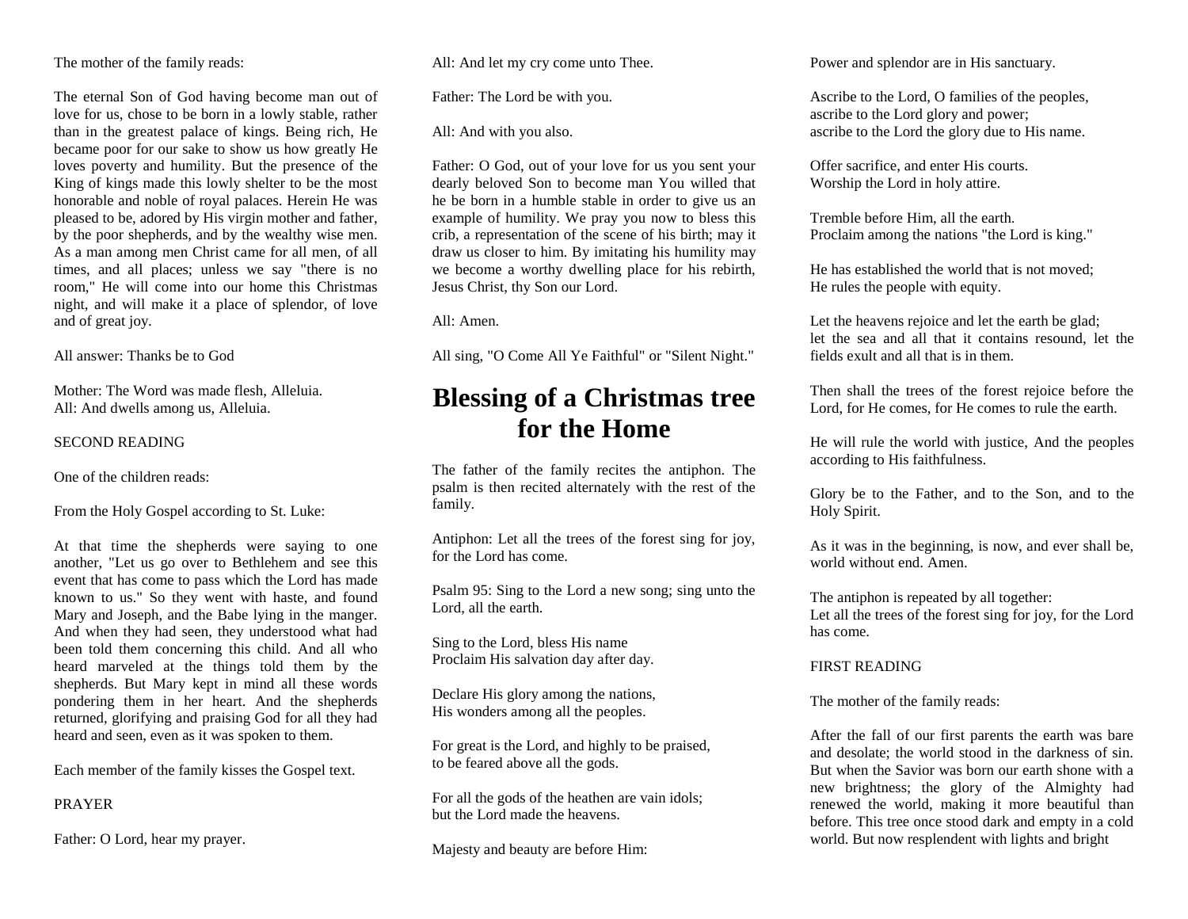The mother of the family reads:

The eternal Son of God having become man out of love for us, chose to be born in a lowly stable, rather than in the greatest palace of kings. Being rich, He became poor for our sake to show us how greatly He loves poverty and humility. But the presence of the King of kings made this lowly shelter to be the most honorable and noble of royal palaces. Herein He was pleased to be, adored by His virgin mother and father, by the poor shepherds, and by the wealthy wise men. As a man among men Christ came for all men, of all times, and all places; unless we say "there is no room," He will come into our home this Christmas night, and will make it a place of splendor, of love and of great joy.

All answer: Thanks be to God

Mother: The Word was made flesh, Alleluia.
All: And dwells among us, Alleluia.

SECOND READING

One of the children reads:

From the Holy Gospel according to St. Luke:

At that time the shepherds were saying to one another, "Let us go over to Bethlehem and see this event that has come to pass which the Lord has made known to us." So they went with haste, and found Mary and Joseph, and the Babe lying in the manger. And when they had seen, they understood what had been told them concerning this child. And all who heard marveled at the things told them by the shepherds. But Mary kept in mind all these words pondering them in her heart. And the shepherds returned, glorifying and praising God for all they had heard and seen, even as it was spoken to them.

Each member of the family kisses the Gospel text.

PRAYER

Father: O Lord, hear my prayer.

All: And let my cry come unto Thee.

Father: The Lord be with you.

All: And with you also.

Father: O God, out of your love for us you sent your dearly beloved Son to become man You willed that he be born in a humble stable in order to give us an example of humility. We pray you now to bless this crib, a representation of the scene of his birth; may it draw us closer to him. By imitating his humility may we become a worthy dwelling place for his rebirth, Jesus Christ, thy Son our Lord.

All: Amen.

All sing, "O Come All Ye Faithful" or "Silent Night."

# Blessing of a Christmas tree for the Home

The father of the family recites the antiphon. The psalm is then recited alternately with the rest of the family.

Antiphon: Let all the trees of the forest sing for joy, for the Lord has come.

Psalm 95: Sing to the Lord a new song; sing unto the Lord, all the earth.

Sing to the Lord, bless His name
Proclaim His salvation day after day.

Declare His glory among the nations,
His wonders among all the peoples.

For great is the Lord, and highly to be praised,
to be feared above all the gods.

For all the gods of the heathen are vain idols;
but the Lord made the heavens.

Majesty and beauty are before Him:
Power and splendor are in His sanctuary.

Ascribe to the Lord, O families of the peoples,
ascribe to the Lord glory and power;
ascribe to the Lord the glory due to His name.

Offer sacrifice, and enter His courts.
Worship the Lord in holy attire.

Tremble before Him, all the earth.
Proclaim among the nations "the Lord is king."

He has established the world that is not moved;
He rules the people with equity.

Let the heavens rejoice and let the earth be glad;
let the sea and all that it contains resound, let the fields exult and all that is in them.

Then shall the trees of the forest rejoice before the Lord, for He comes, for He comes to rule the earth.

He will rule the world with justice, And the peoples according to His faithfulness.

Glory be to the Father, and to the Son, and to the Holy Spirit.

As it was in the beginning, is now, and ever shall be, world without end. Amen.

The antiphon is repeated by all together:
Let all the trees of the forest sing for joy, for the Lord has come.

FIRST READING

The mother of the family reads:

After the fall of our first parents the earth was bare and desolate; the world stood in the darkness of sin. But when the Savior was born our earth shone with a new brightness; the glory of the Almighty had renewed the world, making it more beautiful than before. This tree once stood dark and empty in a cold world. But now resplendent with lights and bright